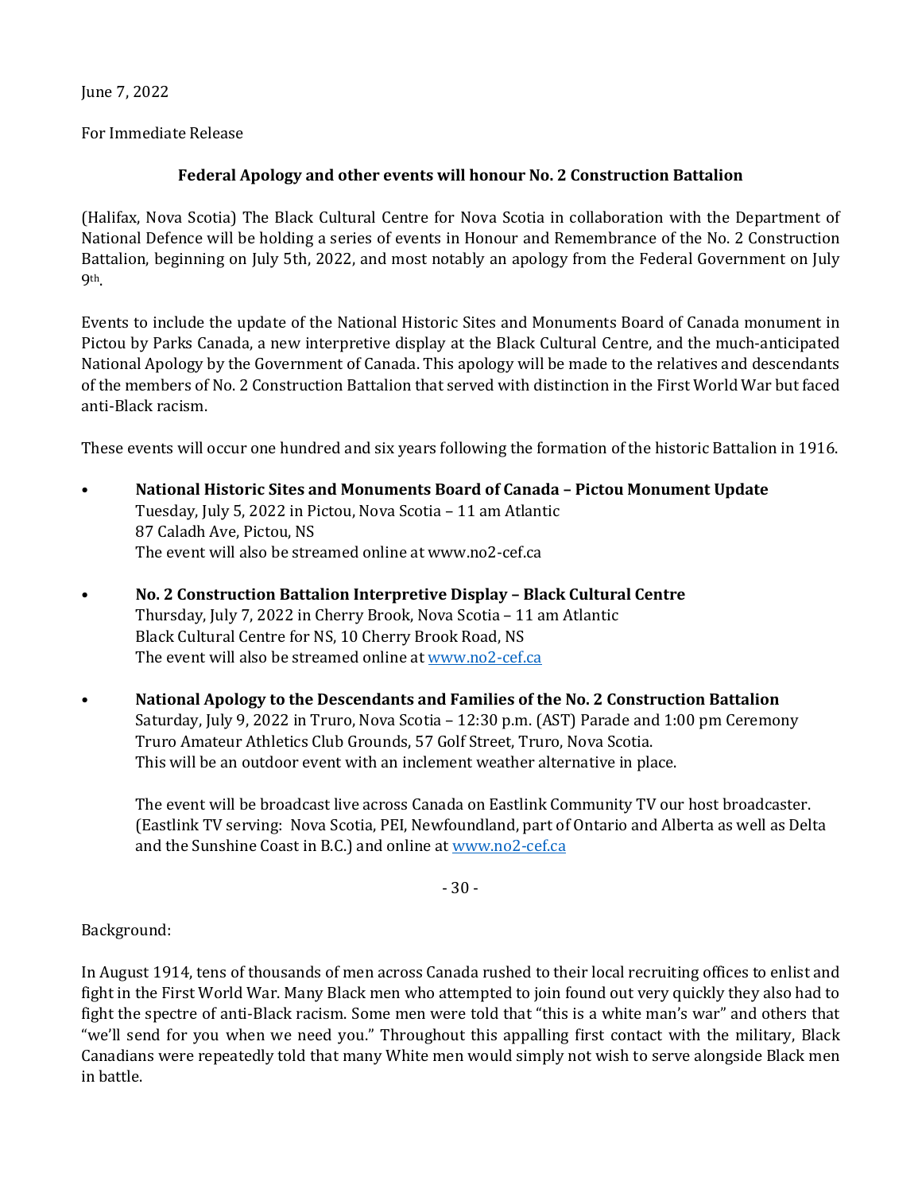June 7, 2022

For Immediate Release

**Federal Apology and other events will honour No. 2 Construction Battalion**

(Halifax, Nova Scotia) The Black Cultural Centre for Nova Scotia in collaboration with the Department of National Defence will be holding a series of events in Honour and Remembrance of the No. 2 Construction Battalion, beginning on July 5th, 2022, and most notably an apology from the Federal Government on July 9th.

Events to include the update of the National Historic Sites and Monuments Board of Canada monument in Pictou by Parks Canada, a new interpretive display at the Black Cultural Centre, and the much-anticipated National Apology by the Government of Canada. This apology will be made to the relatives and descendants of the members of No. 2 Construction Battalion that served with distinction in the First World War but faced anti-Black racism.

These events will occur one hundred and six years following the formation of the historic Battalion in 1916.

- **National Historic Sites and Monuments Board of Canada – Pictou Monument Update**
  Tuesday, July 5, 2022 in Pictou, Nova Scotia – 11 am Atlantic
  87 Caladh Ave, Pictou, NS
  The event will also be streamed online at www.no2-cef.ca

- **No. 2 Construction Battalion Interpretive Display – Black Cultural Centre**
  Thursday, July 7, 2022 in Cherry Brook, Nova Scotia – 11 am Atlantic
  Black Cultural Centre for NS, 10 Cherry Brook Road, NS
  The event will also be streamed online at www.no2-cef.ca

- **National Apology to the Descendants and Families of the No. 2 Construction Battalion**
  Saturday, July 9, 2022 in Truro, Nova Scotia – 12:30 p.m. (AST) Parade and 1:00 pm Ceremony
  Truro Amateur Athletics Club Grounds, 57 Golf Street, Truro, Nova Scotia.
  This will be an outdoor event with an inclement weather alternative in place.

  The event will be broadcast live across Canada on Eastlink Community TV our host broadcaster. (Eastlink TV serving: Nova Scotia, PEI, Newfoundland, part of Ontario and Alberta as well as Delta and the Sunshine Coast in B.C.) and online at www.no2-cef.ca

- 30 -

Background:

In August 1914, tens of thousands of men across Canada rushed to their local recruiting offices to enlist and fight in the First World War. Many Black men who attempted to join found out very quickly they also had to fight the spectre of anti-Black racism. Some men were told that "this is a white man's war" and others that "we'll send for you when we need you." Throughout this appalling first contact with the military, Black Canadians were repeatedly told that many White men would simply not wish to serve alongside Black men in battle.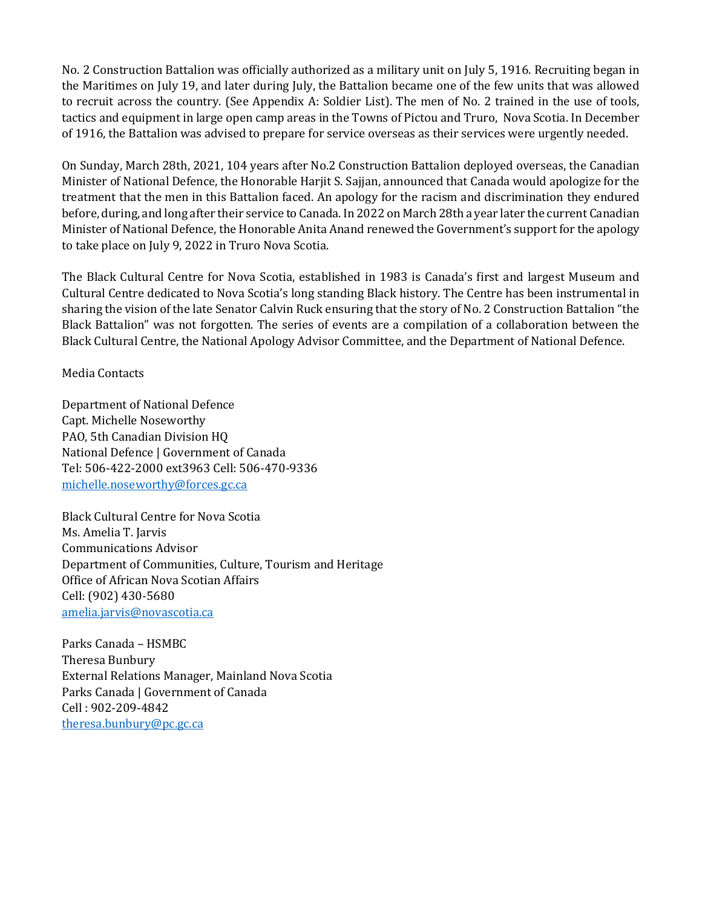No. 2 Construction Battalion was officially authorized as a military unit on July 5, 1916. Recruiting began in the Maritimes on July 19, and later during July, the Battalion became one of the few units that was allowed to recruit across the country. (See Appendix A: Soldier List). The men of No. 2 trained in the use of tools, tactics and equipment in large open camp areas in the Towns of Pictou and Truro, Nova Scotia. In December of 1916, the Battalion was advised to prepare for service overseas as their services were urgently needed.

On Sunday, March 28th, 2021, 104 years after No.2 Construction Battalion deployed overseas, the Canadian Minister of National Defence, the Honorable Harjit S. Sajjan, announced that Canada would apologize for the treatment that the men in this Battalion faced. An apology for the racism and discrimination they endured before, during, and long after their service to Canada. In 2022 on March 28th a year later the current Canadian Minister of National Defence, the Honorable Anita Anand renewed the Government's support for the apology to take place on July 9, 2022 in Truro Nova Scotia.

The Black Cultural Centre for Nova Scotia, established in 1983 is Canada's first and largest Museum and Cultural Centre dedicated to Nova Scotia's long standing Black history. The Centre has been instrumental in sharing the vision of the late Senator Calvin Ruck ensuring that the story of No. 2 Construction Battalion "the Black Battalion" was not forgotten. The series of events are a compilation of a collaboration between the Black Cultural Centre, the National Apology Advisor Committee, and the Department of National Defence.

Media Contacts

Department of National Defence
Capt. Michelle Noseworthy
PAO, 5th Canadian Division HQ
National Defence | Government of Canada
Tel: 506-422-2000 ext3963 Cell: 506-470-9336
michelle.noseworthy@forces.gc.ca

Black Cultural Centre for Nova Scotia
Ms. Amelia T. Jarvis
Communications Advisor
Department of Communities, Culture, Tourism and Heritage
Office of African Nova Scotian Affairs
Cell: (902) 430-5680
amelia.jarvis@novascotia.ca

Parks Canada – HSMBC
Theresa Bunbury
External Relations Manager, Mainland Nova Scotia
Parks Canada | Government of Canada
Cell : 902-209-4842
theresa.bunbury@pc.gc.ca